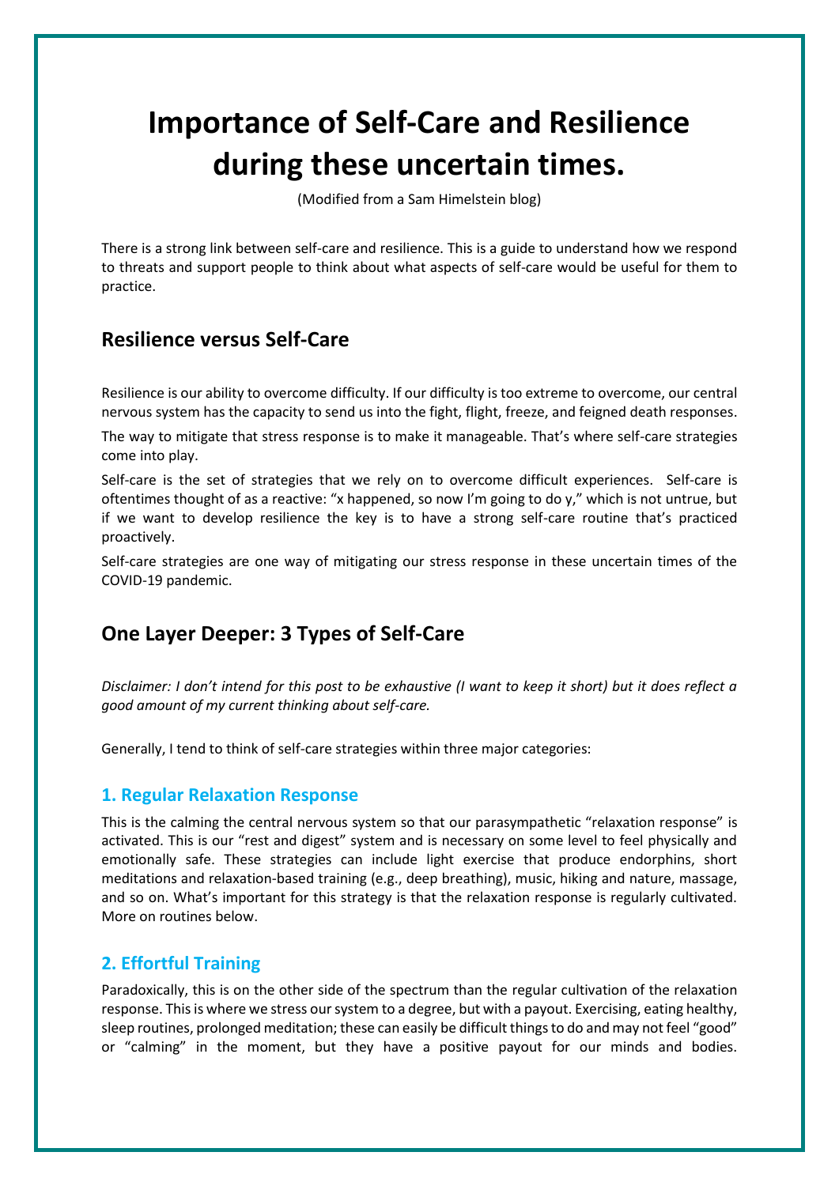# Importance of Self-Care and Resilience during these uncertain times.

(Modified from a Sam Himelstein blog)

There is a strong link between self-care and resilience. This is a guide to understand how we respond to threats and support people to think about what aspects of self-care would be useful for them to practice.

## Resilience versus Self-Care

Resilience is our ability to overcome difficulty. If our difficulty is too extreme to overcome, our central nervous system has the capacity to send us into the fight, flight, freeze, and feigned death responses.

The way to mitigate that stress response is to make it manageable. That's where self-care strategies come into play.

Self-care is the set of strategies that we rely on to overcome difficult experiences. Self-care is oftentimes thought of as a reactive: "x happened, so now I'm going to do y," which is not untrue, but if we want to develop resilience the key is to have a strong self-care routine that's practiced proactively.

Self-care strategies are one way of mitigating our stress response in these uncertain times of the COVID-19 pandemic.

## One Layer Deeper: 3 Types of Self-Care

*Disclaimer: I don't intend for this post to be exhaustive (I want to keep it short) but it does reflect a good amount of my current thinking about self-care.*

Generally, I tend to think of self-care strategies within three major categories:

### 1. Regular Relaxation Response

This is the calming the central nervous system so that our parasympathetic "relaxation response" is activated. This is our "rest and digest" system and is necessary on some level to feel physically and emotionally safe. These strategies can include light exercise that produce endorphins, short meditations and relaxation-based training (e.g., deep breathing), music, hiking and nature, massage, and so on. What's important for this strategy is that the relaxation response is regularly cultivated. More on routines below.

### 2. Effortful Training

Paradoxically, this is on the other side of the spectrum than the regular cultivation of the relaxation response. This is where we stress our system to a degree, but with a payout. Exercising, eating healthy, sleep routines, prolonged meditation; these can easily be difficult things to do and may not feel "good" or "calming" in the moment, but they have a positive payout for our minds and bodies.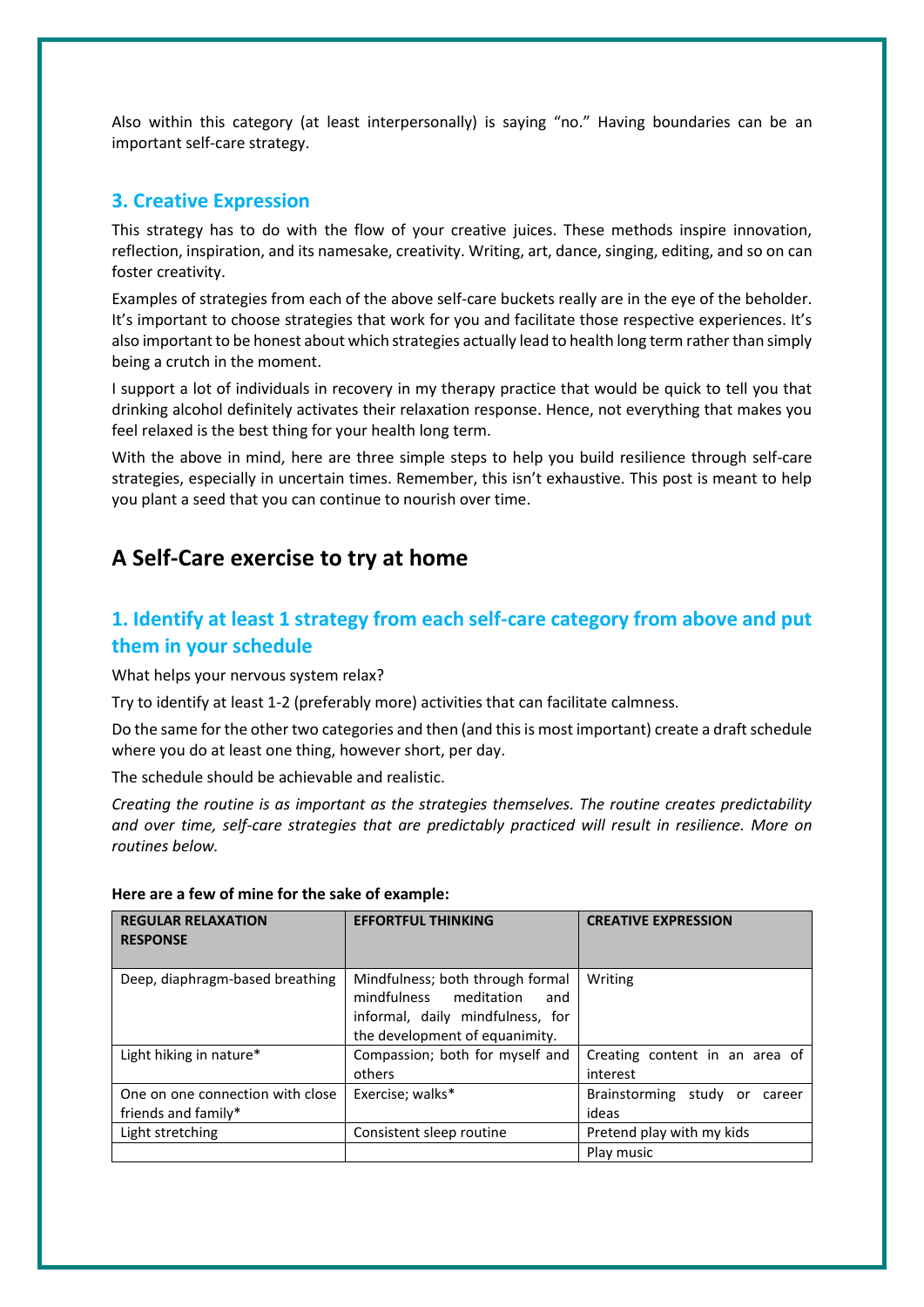Also within this category (at least interpersonally) is saying "no." Having boundaries can be an important self-care strategy.

### 3. Creative Expression

This strategy has to do with the flow of your creative juices. These methods inspire innovation, reflection, inspiration, and its namesake, creativity. Writing, art, dance, singing, editing, and so on can foster creativity.

Examples of strategies from each of the above self-care buckets really are in the eye of the beholder. It's important to choose strategies that work for you and facilitate those respective experiences. It's also important to be honest about which strategies actually lead to health long term rather than simply being a crutch in the moment.

I support a lot of individuals in recovery in my therapy practice that would be quick to tell you that drinking alcohol definitely activates their relaxation response. Hence, not everything that makes you feel relaxed is the best thing for your health long term.

With the above in mind, here are three simple steps to help you build resilience through self-care strategies, especially in uncertain times. Remember, this isn't exhaustive. This post is meant to help you plant a seed that you can continue to nourish over time.

## A Self-Care exercise to try at home

### 1. Identify at least 1 strategy from each self-care category from above and put them in your schedule

What helps your nervous system relax?

Try to identify at least 1-2 (preferably more) activities that can facilitate calmness.

Do the same for the other two categories and then (and this is most important) create a draft schedule where you do at least one thing, however short, per day.

The schedule should be achievable and realistic.

*Creating the routine is as important as the strategies themselves. The routine creates predictability and over time, self-care strategies that are predictably practiced will result in resilience. More on routines below.*

**Here are a few of mine for the sake of example:**

| REGULAR RELAXATION RESPONSE | EFFORTFUL THINKING | CREATIVE EXPRESSION |
|---|---|---|
| Deep, diaphragm-based breathing | Mindfulness; both through formal mindfulness meditation and informal, daily mindfulness, for the development of equanimity. | Writing |
| Light hiking in nature* | Compassion; both for myself and others | Creating content in an area of interest |
| One on one connection with close friends and family* | Exercise; walks* | Brainstorming study or career ideas |
| Light stretching | Consistent sleep routine | Pretend play with my kids |
| | | Play music |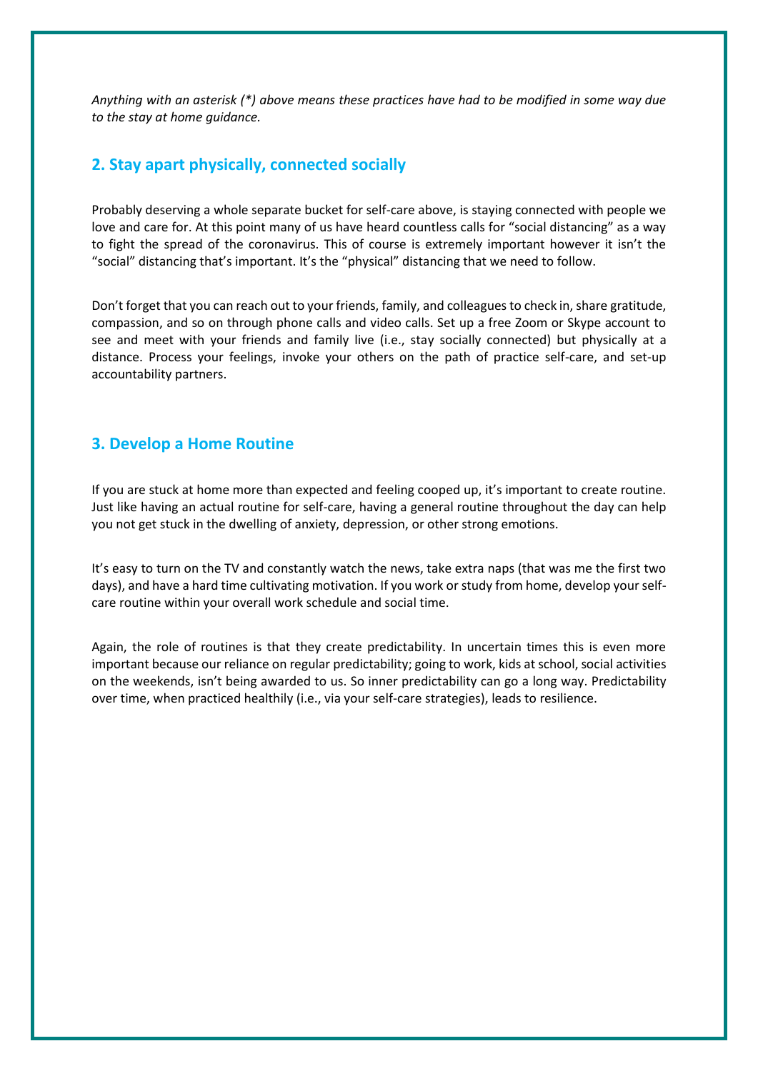*Anything with an asterisk (*) above means these practices have had to be modified in some way due to the stay at home guidance.*

## 2. Stay apart physically, connected socially

Probably deserving a whole separate bucket for self-care above, is staying connected with people we love and care for. At this point many of us have heard countless calls for "social distancing" as a way to fight the spread of the coronavirus. This of course is extremely important however it isn't the "social" distancing that's important. It's the "physical" distancing that we need to follow.

Don't forget that you can reach out to your friends, family, and colleagues to check in, share gratitude, compassion, and so on through phone calls and video calls. Set up a free Zoom or Skype account to see and meet with your friends and family live (i.e., stay socially connected) but physically at a distance. Process your feelings, invoke your others on the path of practice self-care, and set-up accountability partners.

## 3. Develop a Home Routine

If you are stuck at home more than expected and feeling cooped up, it's important to create routine. Just like having an actual routine for self-care, having a general routine throughout the day can help you not get stuck in the dwelling of anxiety, depression, or other strong emotions.

It's easy to turn on the TV and constantly watch the news, take extra naps (that was me the first two days), and have a hard time cultivating motivation. If you work or study from home, develop your self-care routine within your overall work schedule and social time.

Again, the role of routines is that they create predictability. In uncertain times this is even more important because our reliance on regular predictability; going to work, kids at school, social activities on the weekends, isn't being awarded to us. So inner predictability can go a long way. Predictability over time, when practiced healthily (i.e., via your self-care strategies), leads to resilience.